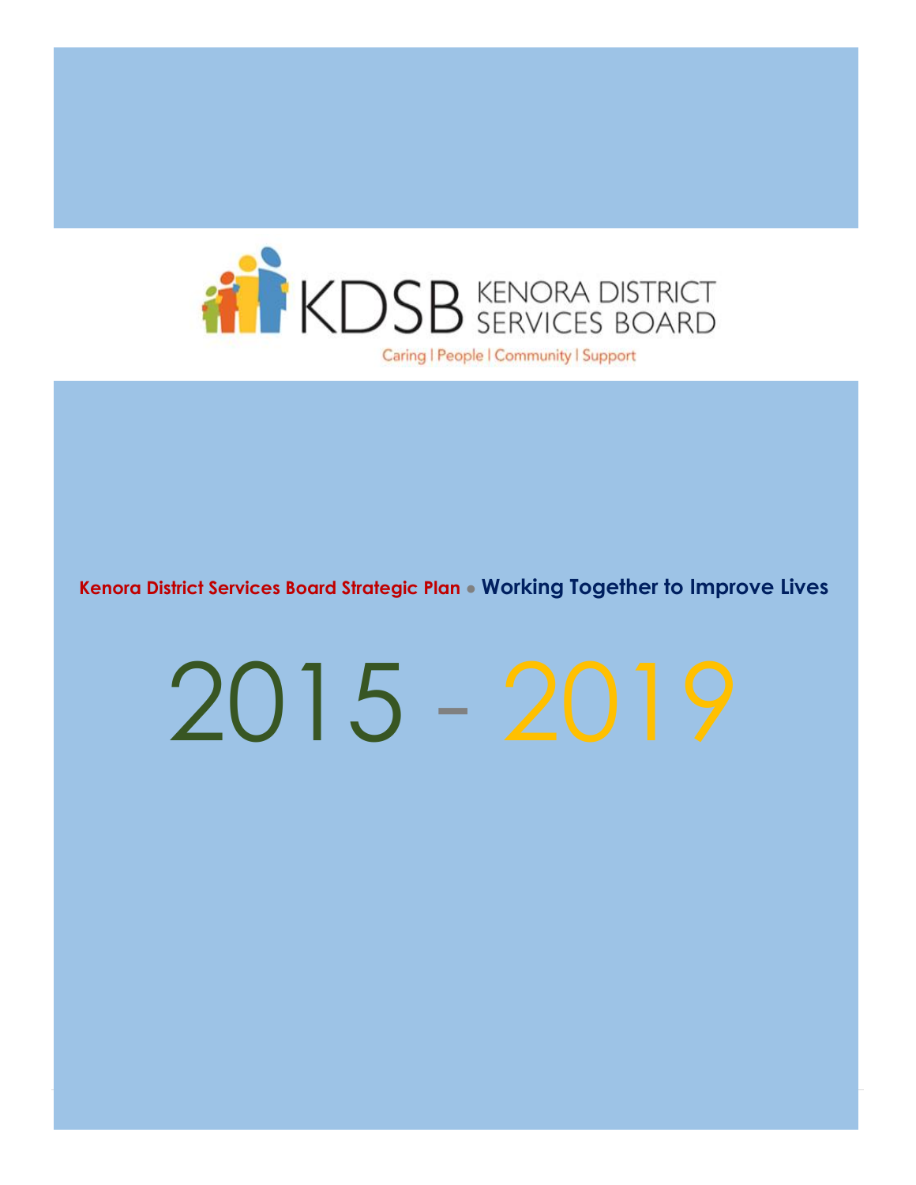KDSB KENORA DISTRICT SERVICES BOARD

Caring | People | Community | Support

**Kenora District Services Board Strategic Plan** • **Working Together to Improve Lives**

# 2015 - 2019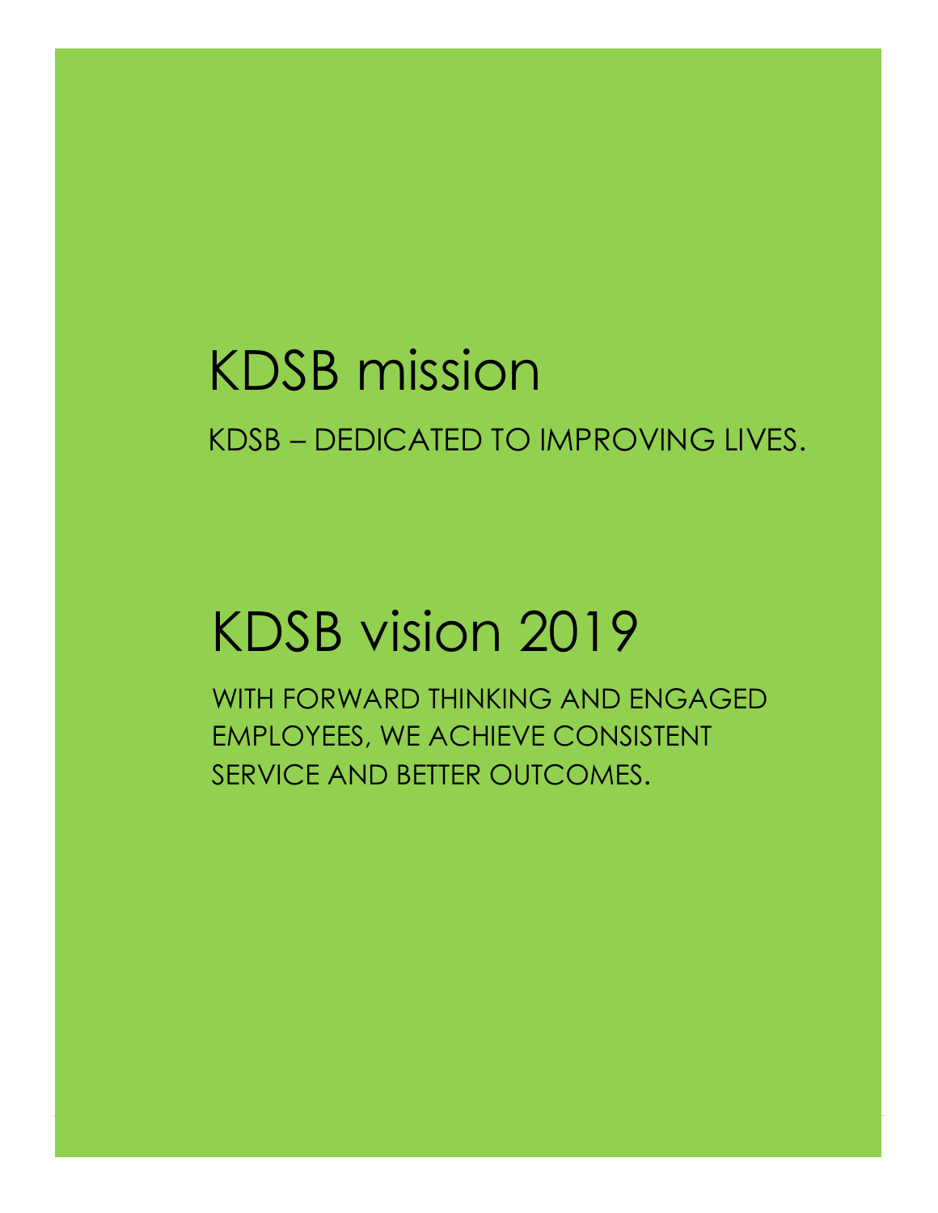# KDSB mission

KDSB – DEDICATED TO IMPROVING LIVES.

# KDSB vision 2019

WITH FORWARD THINKING AND ENGAGED EMPLOYEES, WE ACHIEVE CONSISTENT SERVICE AND BETTER OUTCOMES.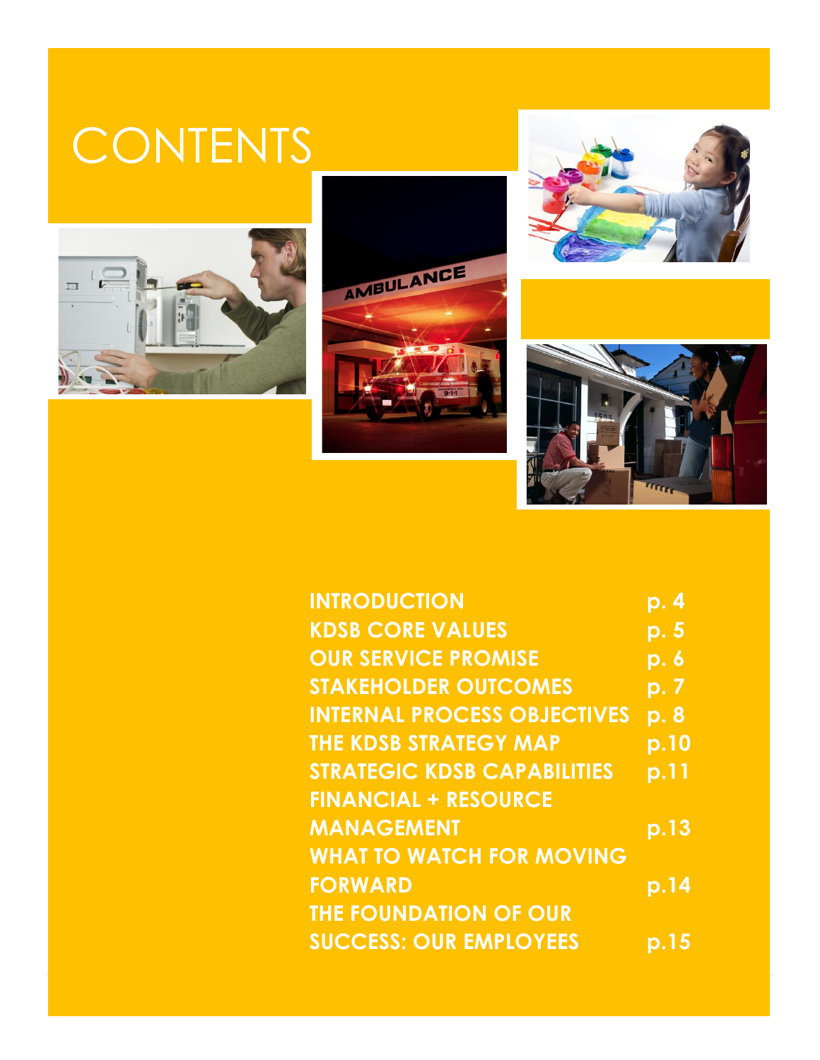# CONTENTS

| | |
|---|---|
| INTRODUCTION | p. 4 |
| KDSB CORE VALUES | p. 5 |
| OUR SERVICE PROMISE | p. 6 |
| STAKEHOLDER OUTCOMES | p. 7 |
| INTERNAL PROCESS OBJECTIVES | p. 8 |
| THE KDSB STRATEGY MAP | p.10 |
| STRATEGIC KDSB CAPABILITIES | p.11 |
| FINANCIAL + RESOURCE MANAGEMENT | p.13 |
| WHAT TO WATCH FOR MOVING FORWARD | p.14 |
| THE FOUNDATION OF OUR SUCCESS: OUR EMPLOYEES | p.15 |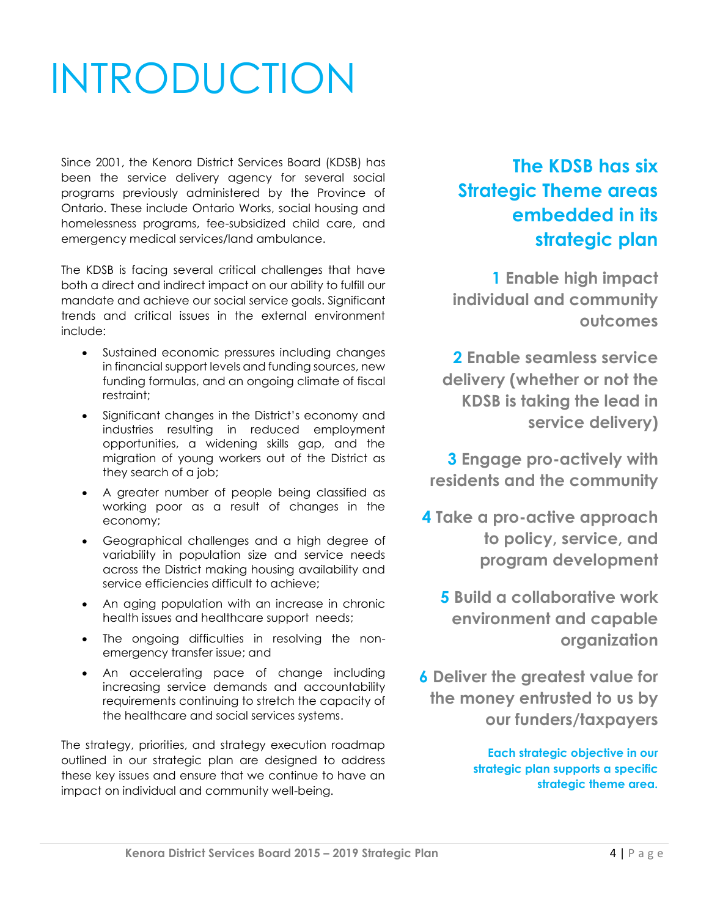# INTRODUCTION

Since 2001, the Kenora District Services Board (KDSB) has been the service delivery agency for several social programs previously administered by the Province of Ontario. These include Ontario Works, social housing and homelessness programs, fee-subsidized child care, and emergency medical services/land ambulance.

The KDSB is facing several critical challenges that have both a direct and indirect impact on our ability to fulfill our mandate and achieve our social service goals. Significant trends and critical issues in the external environment include:

- Sustained economic pressures including changes in financial support levels and funding sources, new funding formulas, and an ongoing climate of fiscal restraint;
- Significant changes in the District's economy and industries resulting in reduced employment opportunities, a widening skills gap, and the migration of young workers out of the District as they search of a job;
- A greater number of people being classified as working poor as a result of changes in the economy;
- Geographical challenges and a high degree of variability in population size and service needs across the District making housing availability and service efficiencies difficult to achieve;
- An aging population with an increase in chronic health issues and healthcare support needs;
- The ongoing difficulties in resolving the non-emergency transfer issue; and
- An accelerating pace of change including increasing service demands and accountability requirements continuing to stretch the capacity of the healthcare and social services systems.

The strategy, priorities, and strategy execution roadmap outlined in our strategic plan are designed to address these key issues and ensure that we continue to have an impact on individual and community well-being.

## The KDSB has six Strategic Theme areas embedded in its strategic plan

**1** Enable high impact individual and community outcomes

**2** Enable seamless service delivery (whether or not the KDSB is taking the lead in service delivery)

**3** Engage pro-actively with residents and the community

**4** Take a pro-active approach to policy, service, and program development

**5** Build a collaborative work environment and capable organization

**6** Deliver the greatest value for the money entrusted to us by our funders/taxpayers

**Each strategic objective in our strategic plan supports a specific strategic theme area.**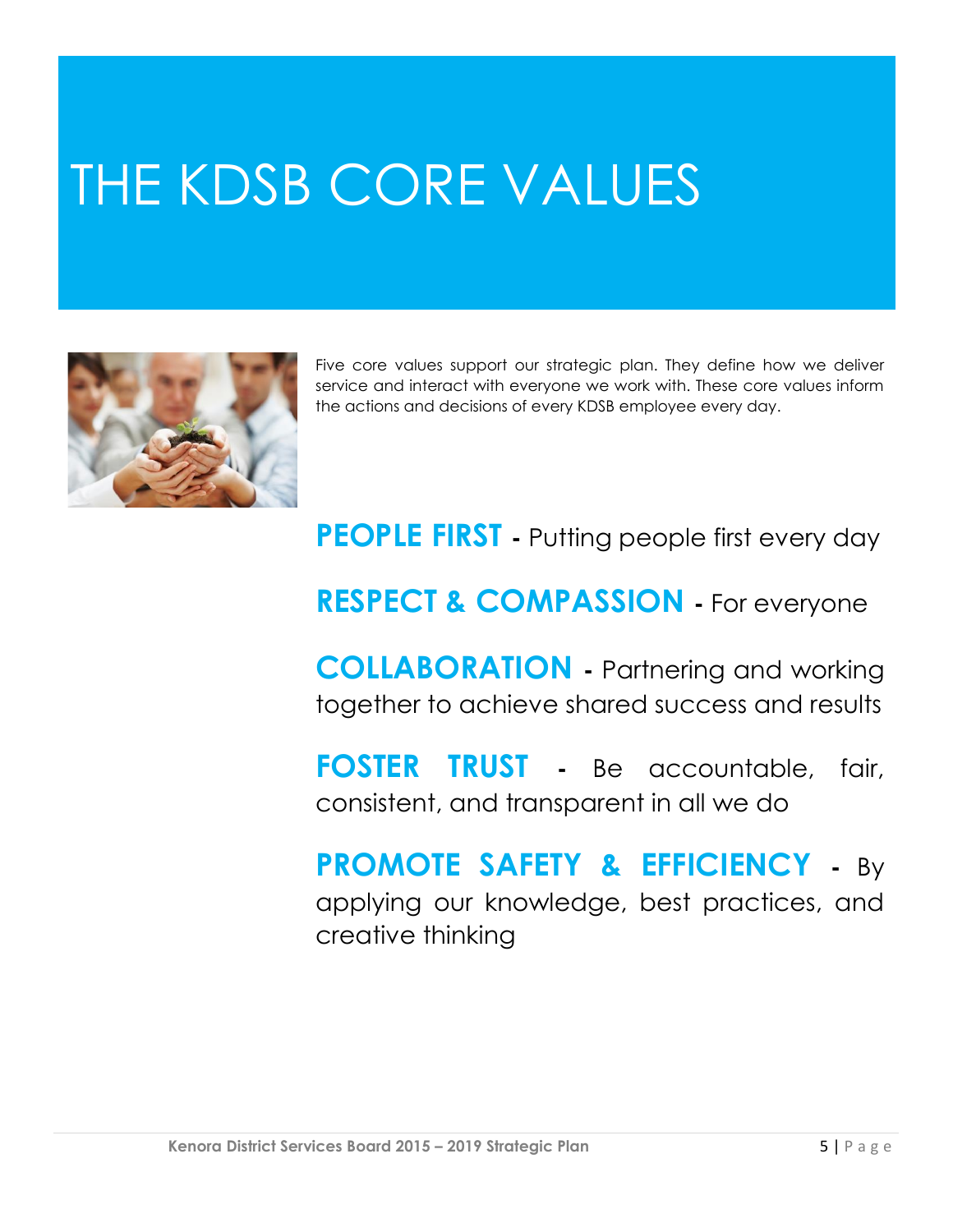# THE KDSB CORE VALUES

Five core values support our strategic plan. They define how we deliver service and interact with everyone we work with. These core values inform the actions and decisions of every KDSB employee every day.

**PEOPLE FIRST** - Putting people first every day

**RESPECT & COMPASSION** - For everyone

**COLLABORATION** - Partnering and working together to achieve shared success and results

**FOSTER TRUST** - Be accountable, fair, consistent, and transparent in all we do

**PROMOTE SAFETY & EFFICIENCY** - By applying our knowledge, best practices, and creative thinking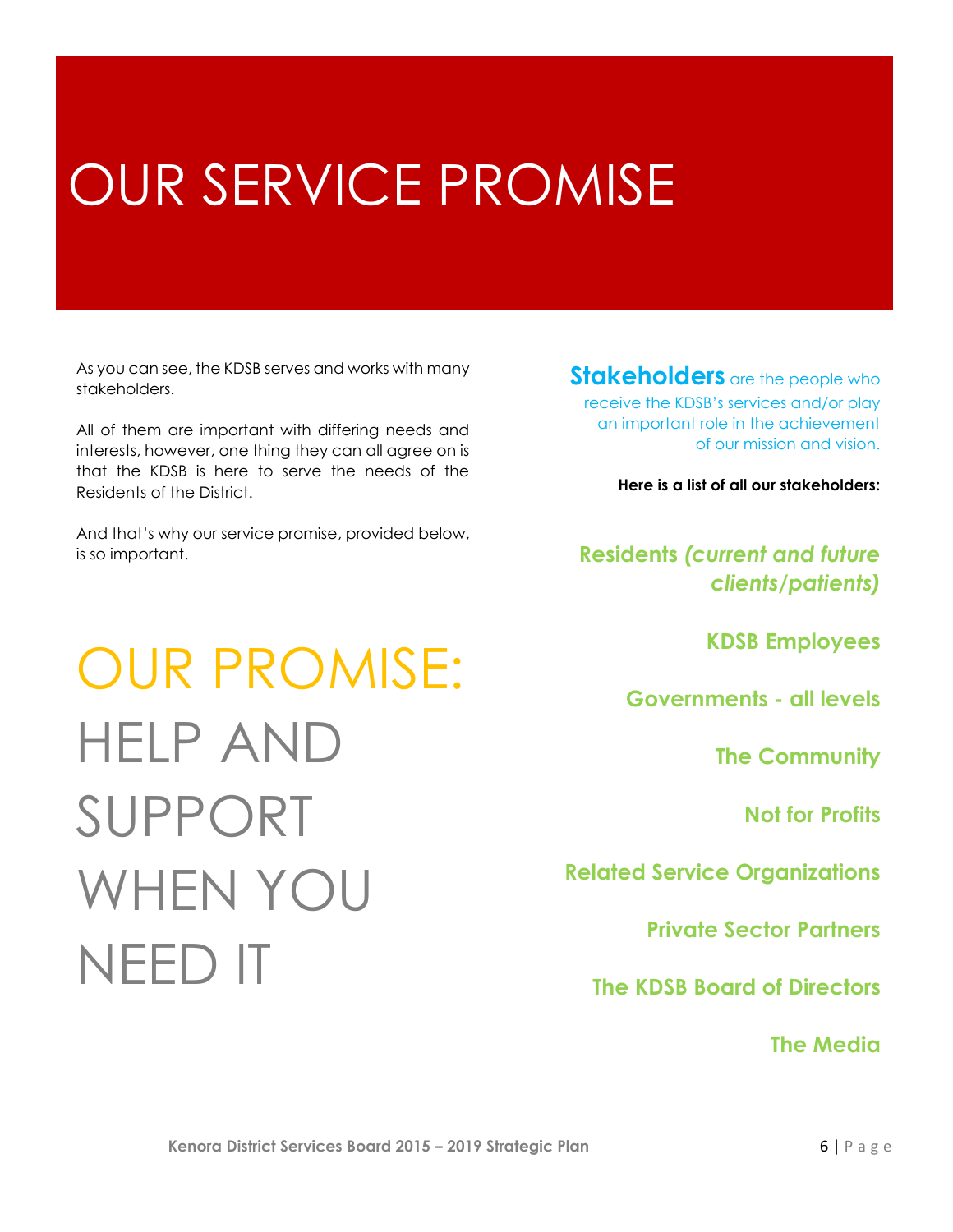# OUR SERVICE PROMISE

As you can see, the KDSB serves and works with many stakeholders.

All of them are important with differing needs and interests, however, one thing they can all agree on is that the KDSB is here to serve the needs of the Residents of the District.

And that's why our service promise, provided below, is so important.

## OUR PROMISE: HELP AND SUPPORT WHEN YOU NEED IT

**Stakeholders** are the people who receive the KDSB's services and/or play an important role in the achievement of our mission and vision.

**Here is a list of all our stakeholders:**

- **Residents *(current and future clients/patients)***
- **KDSB Employees**
- **Governments - all levels**
- **The Community**
- **Not for Profits**
- **Related Service Organizations**
- **Private Sector Partners**
- **The KDSB Board of Directors**
- **The Media**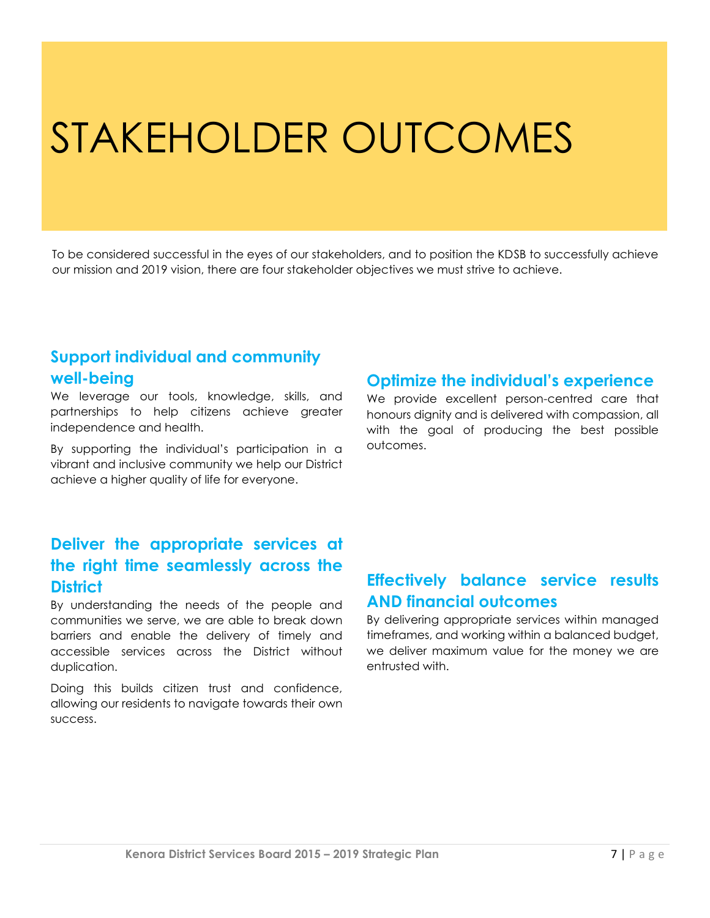# STAKEHOLDER OUTCOMES

To be considered successful in the eyes of our stakeholders, and to position the KDSB to successfully achieve our mission and 2019 vision, there are four stakeholder objectives we must strive to achieve.

## Support individual and community well-being

We leverage our tools, knowledge, skills, and partnerships to help citizens achieve greater independence and health.

By supporting the individual's participation in a vibrant and inclusive community we help our District achieve a higher quality of life for everyone.

## Optimize the individual's experience

We provide excellent person-centred care that honours dignity and is delivered with compassion, all with the goal of producing the best possible outcomes.

## Deliver the appropriate services at the right time seamlessly across the District

By understanding the needs of the people and communities we serve, we are able to break down barriers and enable the delivery of timely and accessible services across the District without duplication.

Doing this builds citizen trust and confidence, allowing our residents to navigate towards their own success.

## Effectively balance service results AND financial outcomes

By delivering appropriate services within managed timeframes, and working within a balanced budget, we deliver maximum value for the money we are entrusted with.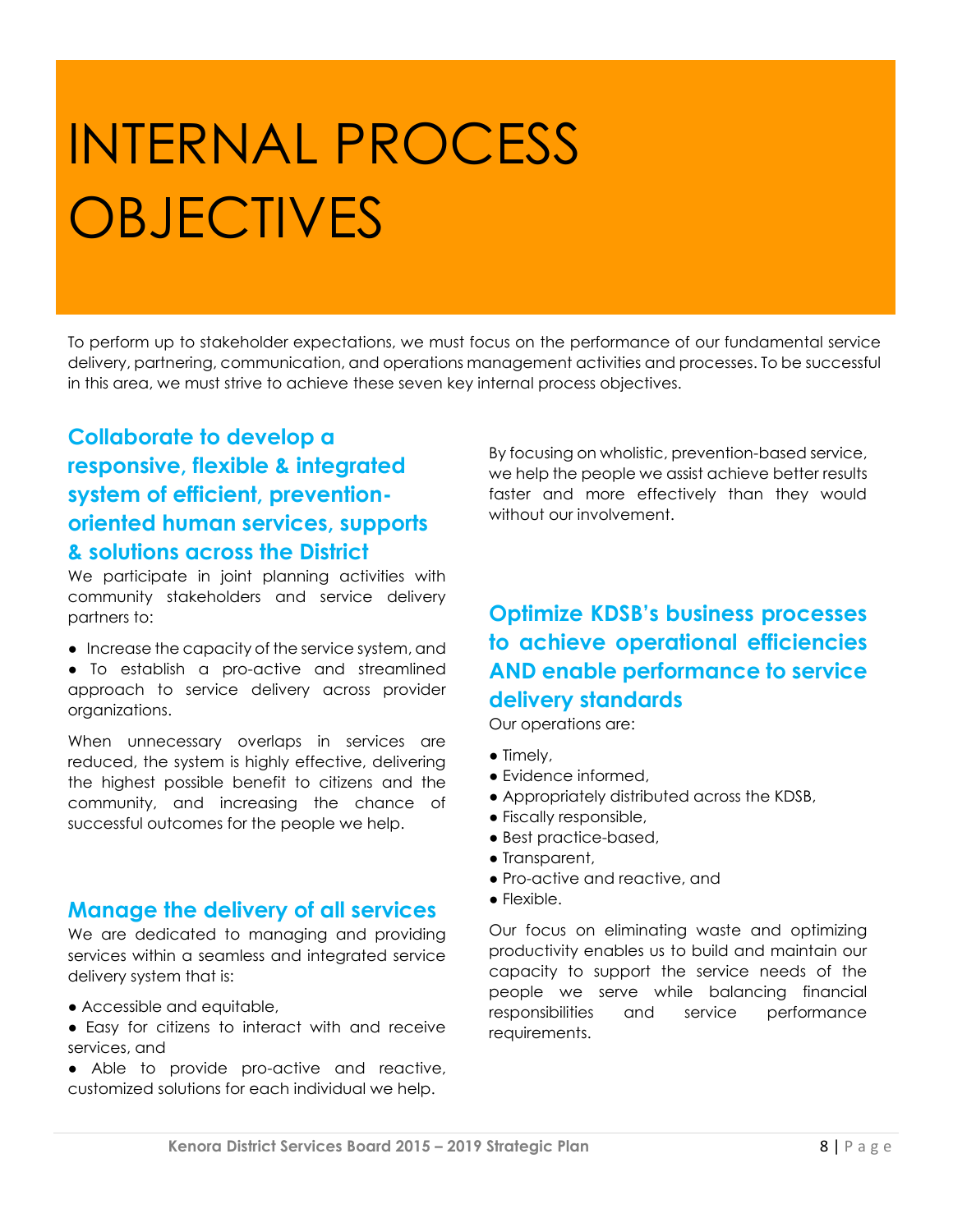# INTERNAL PROCESS OBJECTIVES

To perform up to stakeholder expectations, we must focus on the performance of our fundamental service delivery, partnering, communication, and operations management activities and processes. To be successful in this area, we must strive to achieve these seven key internal process objectives.

## Collaborate to develop a responsive, flexible & integrated system of efficient, prevention-oriented human services, supports & solutions across the District

We participate in joint planning activities with community stakeholders and service delivery partners to:

- Increase the capacity of the service system, and
- To establish a pro-active and streamlined approach to service delivery across provider organizations.

When unnecessary overlaps in services are reduced, the system is highly effective, delivering the highest possible benefit to citizens and the community, and increasing the chance of successful outcomes for the people we help.

## Manage the delivery of all services

We are dedicated to managing and providing services within a seamless and integrated service delivery system that is:

- Accessible and equitable,
- Easy for citizens to interact with and receive services, and
- Able to provide pro-active and reactive, customized solutions for each individual we help.

By focusing on wholistic, prevention-based service, we help the people we assist achieve better results faster and more effectively than they would without our involvement.

## Optimize KDSB's business processes to achieve operational efficiencies AND enable performance to service delivery standards

Our operations are:

- Timely,
- Evidence informed,
- Appropriately distributed across the KDSB,
- Fiscally responsible,
- Best practice-based,
- Transparent,
- Pro-active and reactive, and
- Flexible.

Our focus on eliminating waste and optimizing productivity enables us to build and maintain our capacity to support the service needs of the people we serve while balancing financial responsibilities and service performance requirements.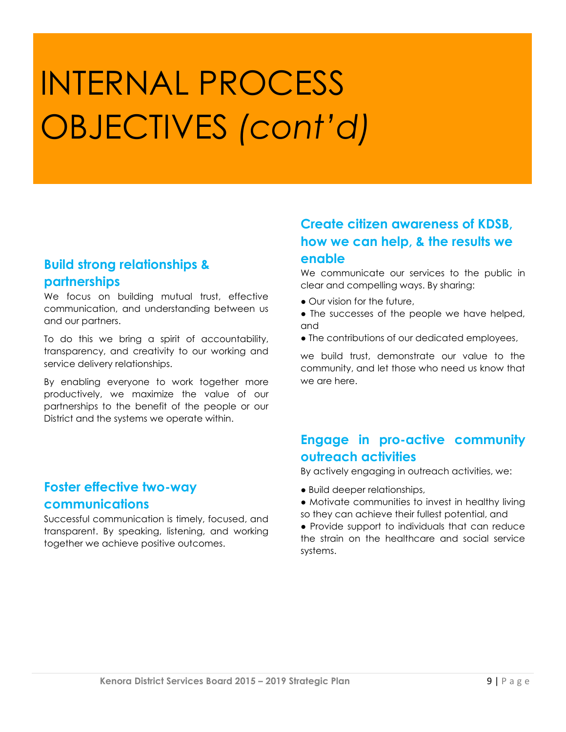# INTERNAL PROCESS OBJECTIVES *(cont'd)*

## Build strong relationships & partnerships

We focus on building mutual trust, effective communication, and understanding between us and our partners.

To do this we bring a spirit of accountability, transparency, and creativity to our working and service delivery relationships.

By enabling everyone to work together more productively, we maximize the value of our partnerships to the benefit of the people or our District and the systems we operate within.

## Foster effective two-way communications

Successful communication is timely, focused, and transparent. By speaking, listening, and working together we achieve positive outcomes.

## Create citizen awareness of KDSB, how we can help, & the results we enable

We communicate our services to the public in clear and compelling ways. By sharing:

- Our vision for the future,
- The successes of the people we have helped, and
- The contributions of our dedicated employees,

we build trust, demonstrate our value to the community, and let those who need us know that we are here.

## Engage in pro-active community outreach activities

By actively engaging in outreach activities, we:

- Build deeper relationships,
- Motivate communities to invest in healthy living so they can achieve their fullest potential, and
- Provide support to individuals that can reduce the strain on the healthcare and social service systems.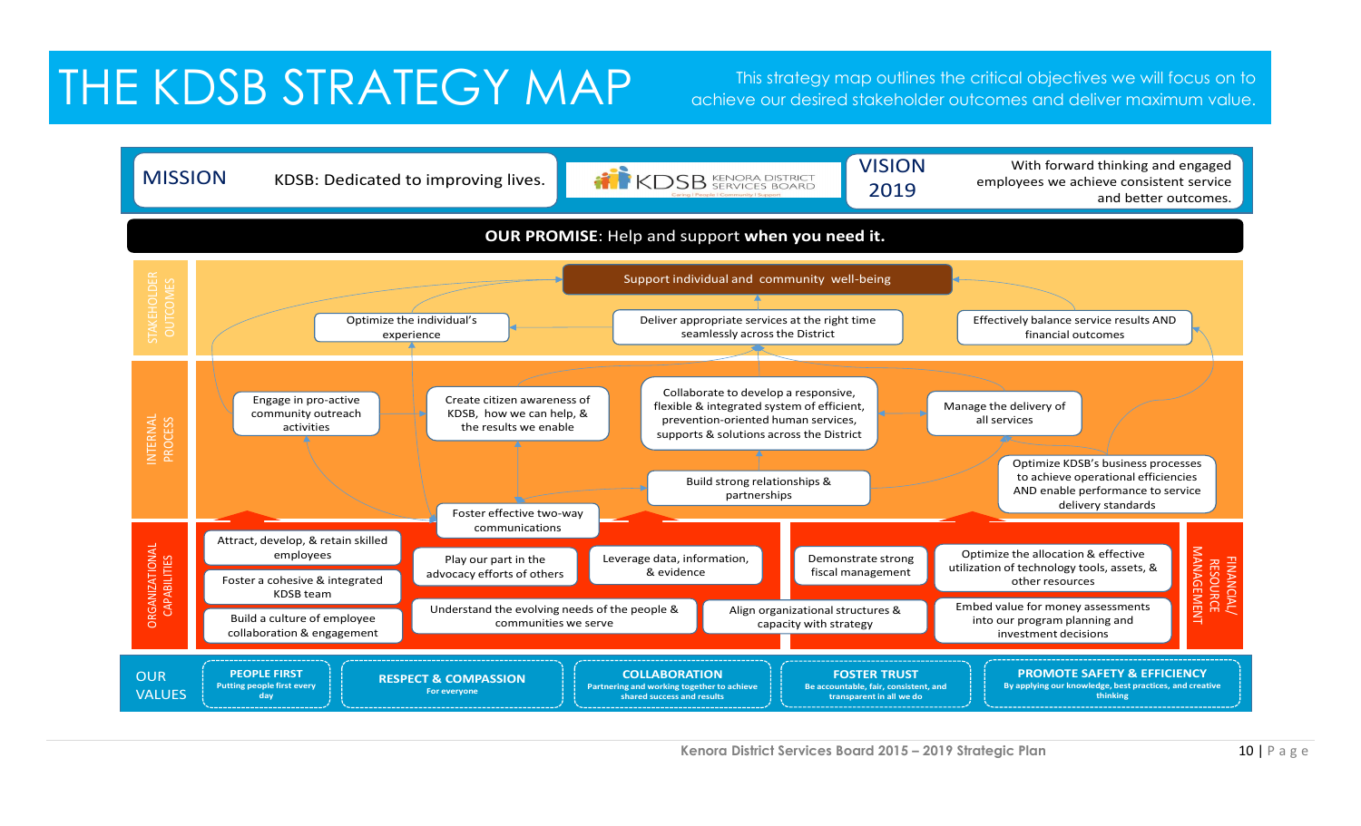# THE KDSB STRATEGY MAP

This strategy map outlines the critical objectives we will focus on to achieve our desired stakeholder outcomes and deliver maximum value.

**MISSION** KDSB: Dedicated to improving lives.

KDSB KENORA DISTRICT SERVICES BOARD

Caring | People | Community | Support

**VISION 2019** With forward thinking and engaged employees we achieve consistent service and better outcomes.

**OUR PROMISE**: Help and support **when you need it.**

## STAKEHOLDER OUTCOMES

- Support individual and community well-being
- Optimize the individual's experience
- Deliver appropriate services at the right time seamlessly across the District
- Effectively balance service results AND financial outcomes

## INTERNAL PROCESS

- Engage in pro-active community outreach activities
- Create citizen awareness of KDSB, how we can help, & the results we enable
- Collaborate to develop a responsive, flexible & integrated system of efficient, prevention-oriented human services, supports & solutions across the District
- Manage the delivery of all services
- Optimize KDSB's business processes to achieve operational efficiencies AND enable performance to service delivery standards
- Build strong relationships & partnerships
- Foster effective two-way communications

## ORGANIZATIONAL CAPABILITIES

- Attract, develop, & retain skilled employees
- Foster a cohesive & integrated KDSB team
- Build a culture of employee collaboration & engagement
- Play our part in the advocacy efforts of others
- Leverage data, information, & evidence
- Understand the evolving needs of the people & communities we serve

## FINANCIAL/ RESOURCE MANAGEMENT

- Demonstrate strong fiscal management
- Optimize the allocation & effective utilization of technology tools, assets, & other resources
- Align organizational structures & capacity with strategy
- Embed value for money assessments into our program planning and investment decisions

## OUR VALUES

- **PEOPLE FIRST** – Putting people first every day
- **RESPECT & COMPASSION** – For everyone
- **COLLABORATION** – Partnering and working together to achieve shared success and results
- **FOSTER TRUST** – Be accountable, fair, consistent, and transparent in all we do
- **PROMOTE SAFETY & EFFICIENCY** – By applying our knowledge, best practices, and creative thinking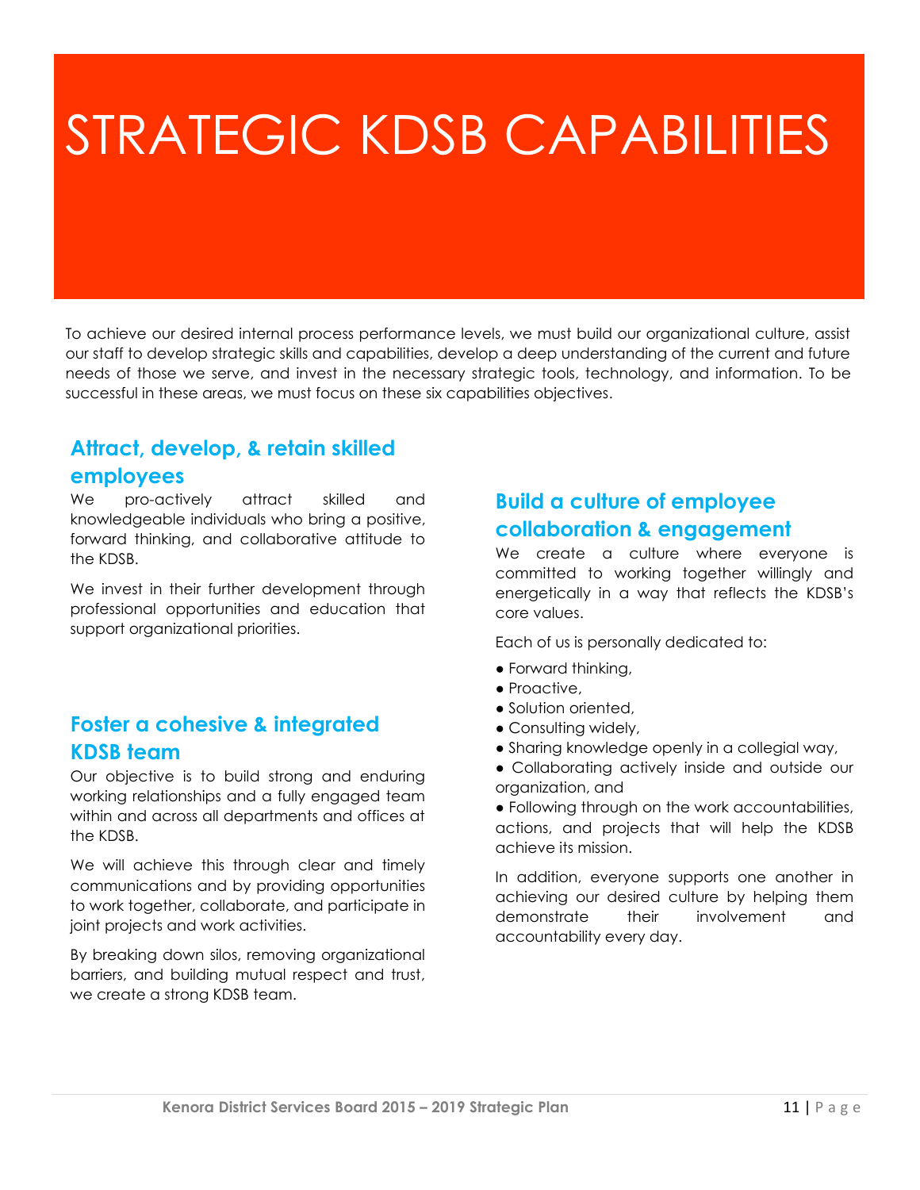# STRATEGIC KDSB CAPABILITIES

To achieve our desired internal process performance levels, we must build our organizational culture, assist our staff to develop strategic skills and capabilities, develop a deep understanding of the current and future needs of those we serve, and invest in the necessary strategic tools, technology, and information. To be successful in these areas, we must focus on these six capabilities objectives.

## Attract, develop, & retain skilled employees

We pro-actively attract skilled and knowledgeable individuals who bring a positive, forward thinking, and collaborative attitude to the KDSB.

We invest in their further development through professional opportunities and education that support organizational priorities.

## Foster a cohesive & integrated KDSB team

Our objective is to build strong and enduring working relationships and a fully engaged team within and across all departments and offices at the KDSB.

We will achieve this through clear and timely communications and by providing opportunities to work together, collaborate, and participate in joint projects and work activities.

By breaking down silos, removing organizational barriers, and building mutual respect and trust, we create a strong KDSB team.

## Build a culture of employee collaboration & engagement

We create a culture where everyone is committed to working together willingly and energetically in a way that reflects the KDSB's core values.

Each of us is personally dedicated to:

- Forward thinking,
- Proactive,
- Solution oriented,
- Consulting widely,
- Sharing knowledge openly in a collegial way,
- Collaborating actively inside and outside our organization, and
- Following through on the work accountabilities, actions, and projects that will help the KDSB achieve its mission.

In addition, everyone supports one another in achieving our desired culture by helping them demonstrate their involvement and accountability every day.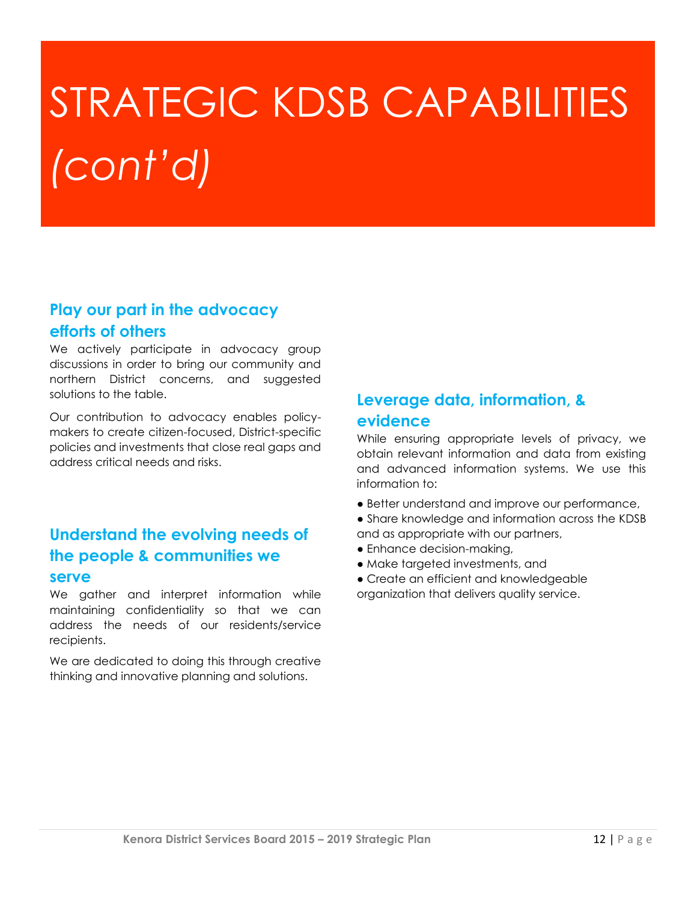# STRATEGIC KDSB CAPABILITIES *(cont'd)*

## Play our part in the advocacy efforts of others

We actively participate in advocacy group discussions in order to bring our community and northern District concerns, and suggested solutions to the table.

Our contribution to advocacy enables policy-makers to create citizen-focused, District-specific policies and investments that close real gaps and address critical needs and risks.

## Understand the evolving needs of the people & communities we serve

We gather and interpret information while maintaining confidentiality so that we can address the needs of our residents/service recipients.

We are dedicated to doing this through creative thinking and innovative planning and solutions.

## Leverage data, information, & evidence

While ensuring appropriate levels of privacy, we obtain relevant information and data from existing and advanced information systems. We use this information to:

- Better understand and improve our performance,
- Share knowledge and information across the KDSB and as appropriate with our partners,
- Enhance decision-making,
- Make targeted investments, and
- Create an efficient and knowledgeable organization that delivers quality service.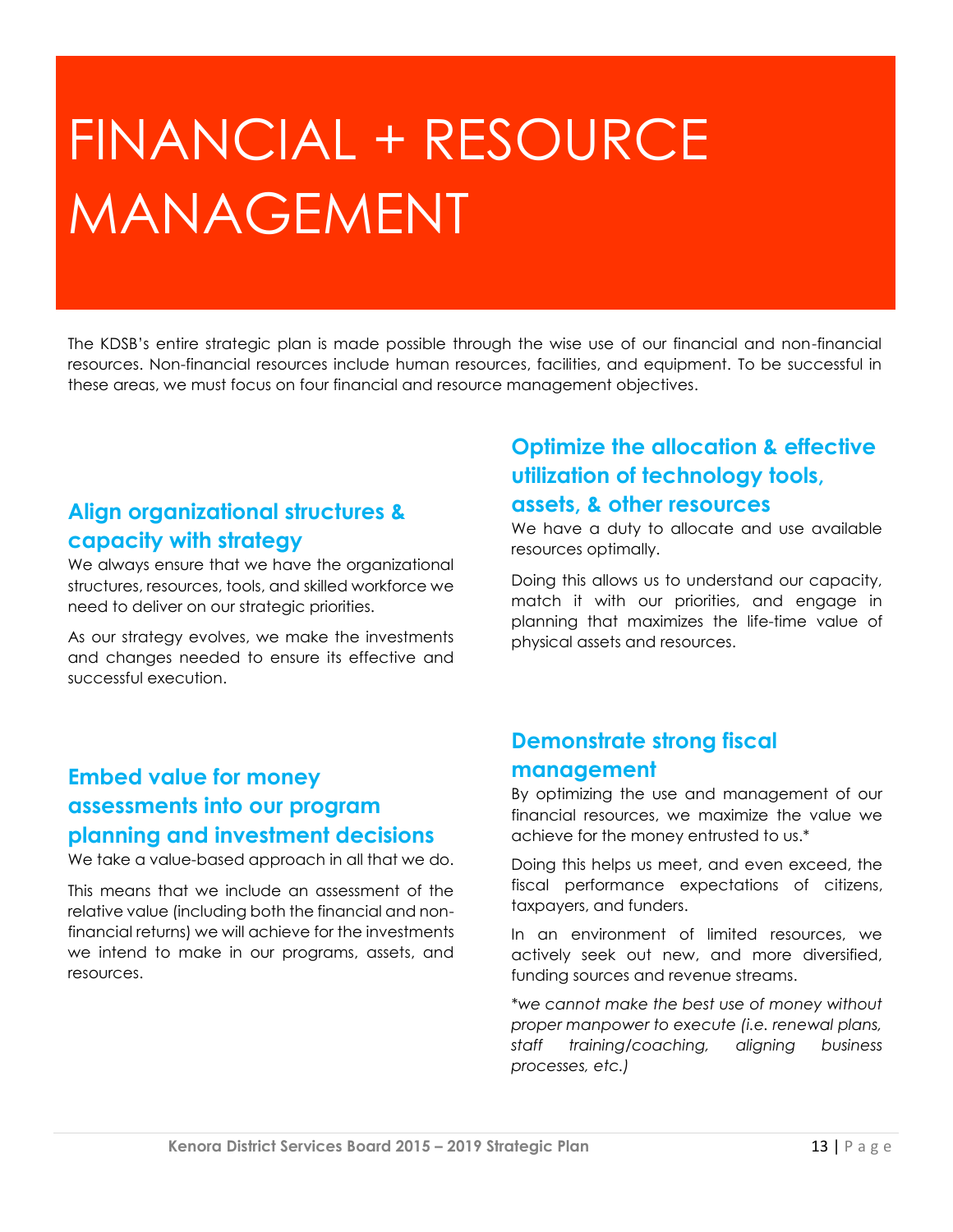# FINANCIAL + RESOURCE MANAGEMENT

The KDSB's entire strategic plan is made possible through the wise use of our financial and non-financial resources. Non-financial resources include human resources, facilities, and equipment. To be successful in these areas, we must focus on four financial and resource management objectives.

## Align organizational structures & capacity with strategy

We always ensure that we have the organizational structures, resources, tools, and skilled workforce we need to deliver on our strategic priorities.

As our strategy evolves, we make the investments and changes needed to ensure its effective and successful execution.

## Optimize the allocation & effective utilization of technology tools, assets, & other resources

We have a duty to allocate and use available resources optimally.

Doing this allows us to understand our capacity, match it with our priorities, and engage in planning that maximizes the life-time value of physical assets and resources.

## Embed value for money assessments into our program planning and investment decisions

We take a value-based approach in all that we do.

This means that we include an assessment of the relative value (including both the financial and non-financial returns) we will achieve for the investments we intend to make in our programs, assets, and resources.

## Demonstrate strong fiscal management

By optimizing the use and management of our financial resources, we maximize the value we achieve for the money entrusted to us.*

Doing this helps us meet, and even exceed, the fiscal performance expectations of citizens, taxpayers, and funders.

In an environment of limited resources, we actively seek out new, and more diversified, funding sources and revenue streams.

**we cannot make the best use of money without proper manpower to execute (i.e. renewal plans, staff training/coaching, aligning business processes, etc.)*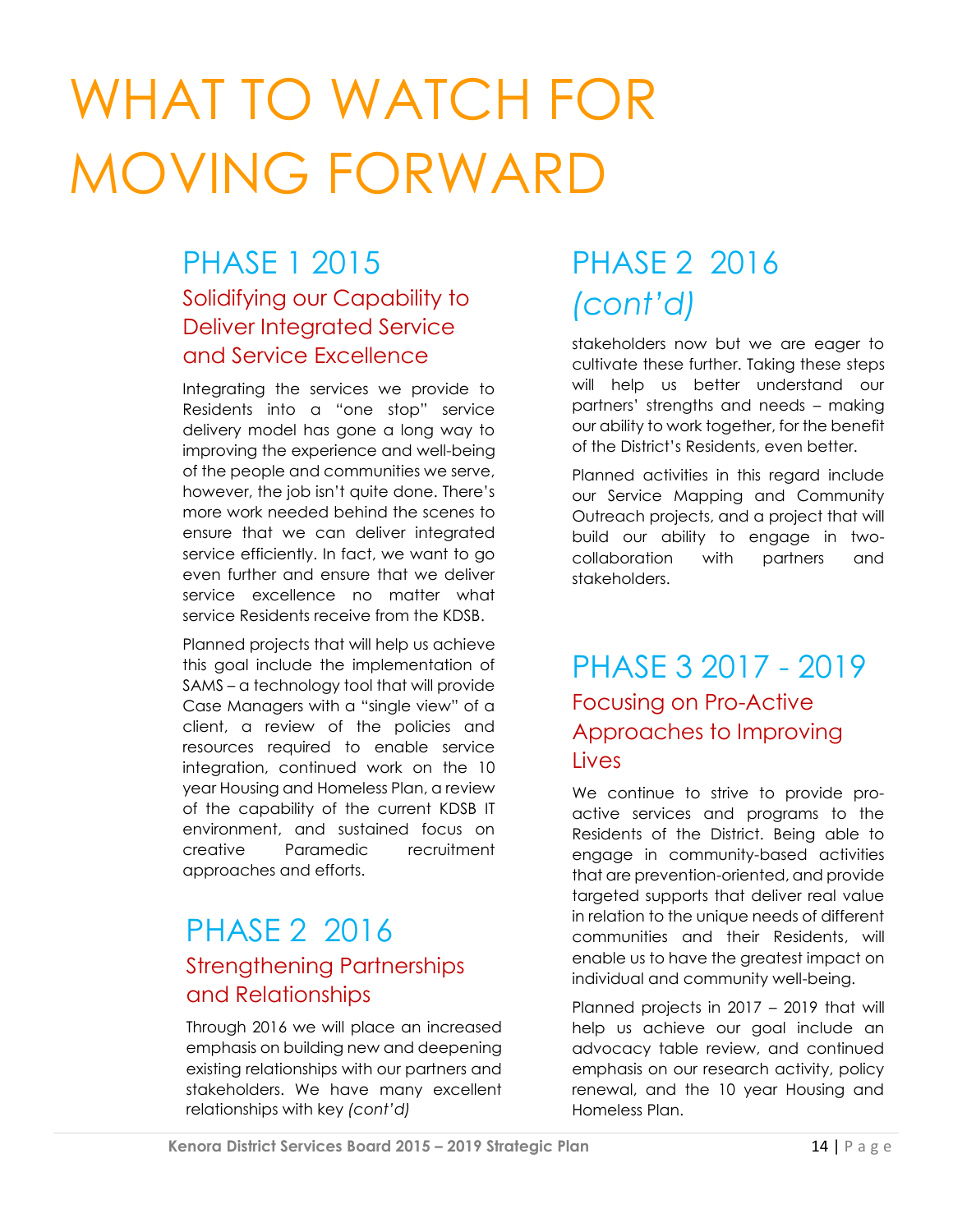# WHAT TO WATCH FOR MOVING FORWARD

## PHASE 1 2015

### Solidifying our Capability to Deliver Integrated Service and Service Excellence

Integrating the services we provide to Residents into a "one stop" service delivery model has gone a long way to improving the experience and well-being of the people and communities we serve, however, the job isn't quite done. There's more work needed behind the scenes to ensure that we can deliver integrated service efficiently. In fact, we want to go even further and ensure that we deliver service excellence no matter what service Residents receive from the KDSB.

Planned projects that will help us achieve this goal include the implementation of SAMS – a technology tool that will provide Case Managers with a "single view" of a client, a review of the policies and resources required to enable service integration, continued work on the 10 year Housing and Homeless Plan, a review of the capability of the current KDSB IT environment, and sustained focus on creative Paramedic recruitment approaches and efforts.

## PHASE 2 2016

### Strengthening Partnerships and Relationships

Through 2016 we will place an increased emphasis on building new and deepening existing relationships with our partners and stakeholders. We have many excellent relationships with key *(cont'd)*

## PHASE 2 2016 *(cont'd)*

stakeholders now but we are eager to cultivate these further. Taking these steps will help us better understand our partners' strengths and needs – making our ability to work together, for the benefit of the District's Residents, even better.

Planned activities in this regard include our Service Mapping and Community Outreach projects, and a project that will build our ability to engage in two-collaboration with partners and stakeholders.

## PHASE 3 2017 - 2019

### Focusing on Pro-Active Approaches to Improving Lives

We continue to strive to provide pro-active services and programs to the Residents of the District. Being able to engage in community-based activities that are prevention-oriented, and provide targeted supports that deliver real value in relation to the unique needs of different communities and their Residents, will enable us to have the greatest impact on individual and community well-being.

Planned projects in 2017 – 2019 that will help us achieve our goal include an advocacy table review, and continued emphasis on our research activity, policy renewal, and the 10 year Housing and Homeless Plan.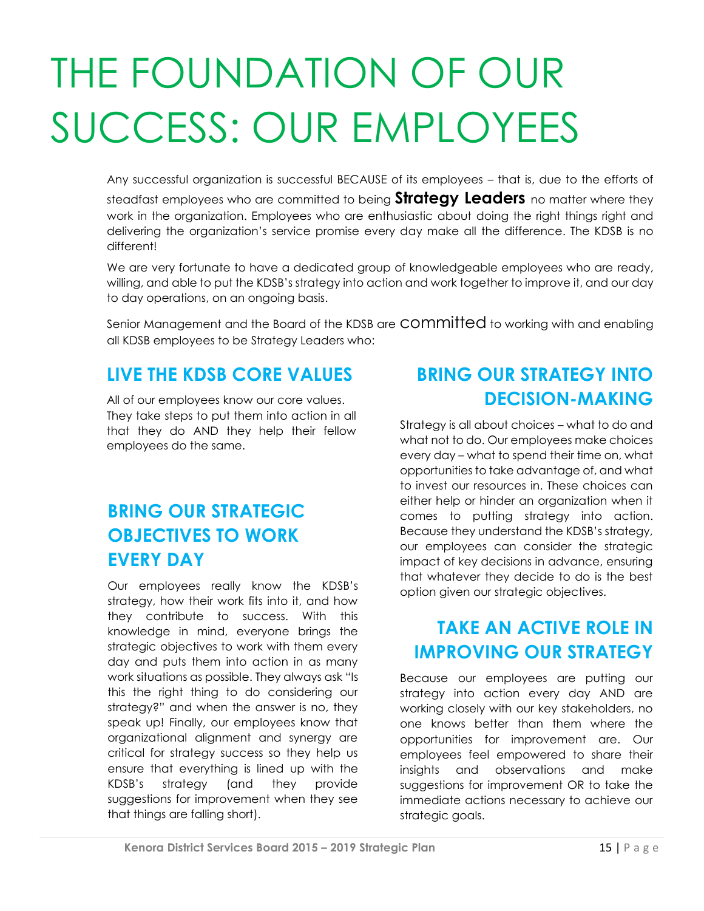# THE FOUNDATION OF OUR SUCCESS: OUR EMPLOYEES

Any successful organization is successful BECAUSE of its employees – that is, due to the efforts of steadfast employees who are committed to being **Strategy Leaders** no matter where they work in the organization. Employees who are enthusiastic about doing the right things right and delivering the organization's service promise every day make all the difference. The KDSB is no different!

We are very fortunate to have a dedicated group of knowledgeable employees who are ready, willing, and able to put the KDSB's strategy into action and work together to improve it, and our day to day operations, on an ongoing basis.

Senior Management and the Board of the KDSB are committed to working with and enabling all KDSB employees to be Strategy Leaders who:

## LIVE THE KDSB CORE VALUES

All of our employees know our core values. They take steps to put them into action in all that they do AND they help their fellow employees do the same.

## BRING OUR STRATEGIC OBJECTIVES TO WORK EVERY DAY

Our employees really know the KDSB's strategy, how their work fits into it, and how they contribute to success. With this knowledge in mind, everyone brings the strategic objectives to work with them every day and puts them into action in as many work situations as possible. They always ask "Is this the right thing to do considering our strategy?" and when the answer is no, they speak up! Finally, our employees know that organizational alignment and synergy are critical for strategy success so they help us ensure that everything is lined up with the KDSB's strategy (and they provide suggestions for improvement when they see that things are falling short).

## BRING OUR STRATEGY INTO DECISION-MAKING

Strategy is all about choices – what to do and what not to do. Our employees make choices every day – what to spend their time on, what opportunities to take advantage of, and what to invest our resources in. These choices can either help or hinder an organization when it comes to putting strategy into action. Because they understand the KDSB's strategy, our employees can consider the strategic impact of key decisions in advance, ensuring that whatever they decide to do is the best option given our strategic objectives.

## TAKE AN ACTIVE ROLE IN IMPROVING OUR STRATEGY

Because our employees are putting our strategy into action every day AND are working closely with our key stakeholders, no one knows better than them where the opportunities for improvement are. Our employees feel empowered to share their insights and observations and make suggestions for improvement OR to take the immediate actions necessary to achieve our strategic goals.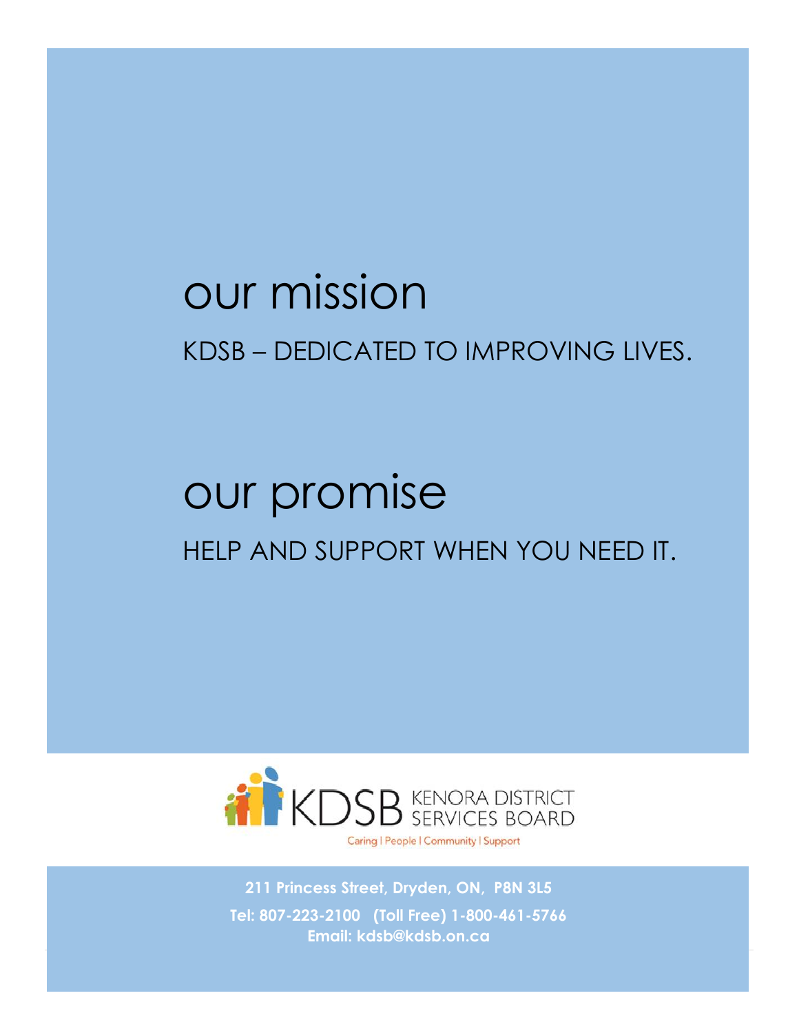# our mission

KDSB – DEDICATED TO IMPROVING LIVES.

# our promise

HELP AND SUPPORT WHEN YOU NEED IT.

KDSB KENORA DISTRICT SERVICES BOARD

Caring | People | Community | Support

**211 Princess Street, Dryden, ON, P8N 3L5**

**Tel: 807-223-2100 (Toll Free) 1-800-461-5766**

**Email: kdsb@kdsb.on.ca**